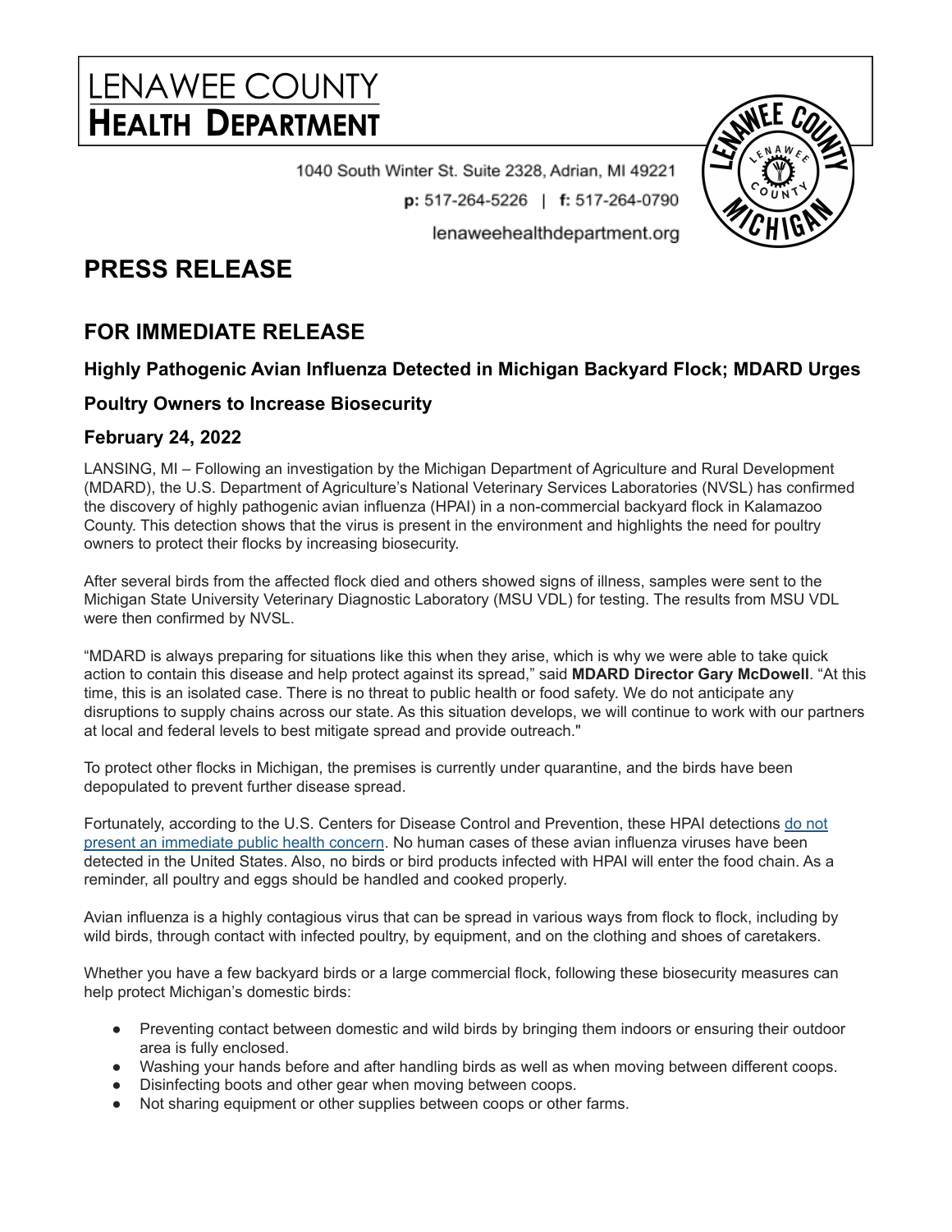# LENAWEE COUNTY HEALTH DEPARTMENT

1040 South Winter St. Suite 2328, Adrian, MI 49221

**p:** 517-264-5226 | **f:** 517-264-0790

lenaweehealthdepartment.org

## PRESS RELEASE

## FOR IMMEDIATE RELEASE

### Highly Pathogenic Avian Influenza Detected in Michigan Backyard Flock; MDARD Urges Poultry Owners to Increase Biosecurity

### February 24, 2022

LANSING, MI – Following an investigation by the Michigan Department of Agriculture and Rural Development (MDARD), the U.S. Department of Agriculture's National Veterinary Services Laboratories (NVSL) has confirmed the discovery of highly pathogenic avian influenza (HPAI) in a non-commercial backyard flock in Kalamazoo County. This detection shows that the virus is present in the environment and highlights the need for poultry owners to protect their flocks by increasing biosecurity.

After several birds from the affected flock died and others showed signs of illness, samples were sent to the Michigan State University Veterinary Diagnostic Laboratory (MSU VDL) for testing. The results from MSU VDL were then confirmed by NVSL.

"MDARD is always preparing for situations like this when they arise, which is why we were able to take quick action to contain this disease and help protect against its spread," said **MDARD Director Gary McDowell**. "At this time, this is an isolated case. There is no threat to public health or food safety. We do not anticipate any disruptions to supply chains across our state. As this situation develops, we will continue to work with our partners at local and federal levels to best mitigate spread and provide outreach."

To protect other flocks in Michigan, the premises is currently under quarantine, and the birds have been depopulated to prevent further disease spread.

Fortunately, according to the U.S. Centers for Disease Control and Prevention, these HPAI detections do not present an immediate public health concern. No human cases of these avian influenza viruses have been detected in the United States. Also, no birds or bird products infected with HPAI will enter the food chain. As a reminder, all poultry and eggs should be handled and cooked properly.

Avian influenza is a highly contagious virus that can be spread in various ways from flock to flock, including by wild birds, through contact with infected poultry, by equipment, and on the clothing and shoes of caretakers.

Whether you have a few backyard birds or a large commercial flock, following these biosecurity measures can help protect Michigan's domestic birds:

- Preventing contact between domestic and wild birds by bringing them indoors or ensuring their outdoor area is fully enclosed.
- Washing your hands before and after handling birds as well as when moving between different coops.
- Disinfecting boots and other gear when moving between coops.
- Not sharing equipment or other supplies between coops or other farms.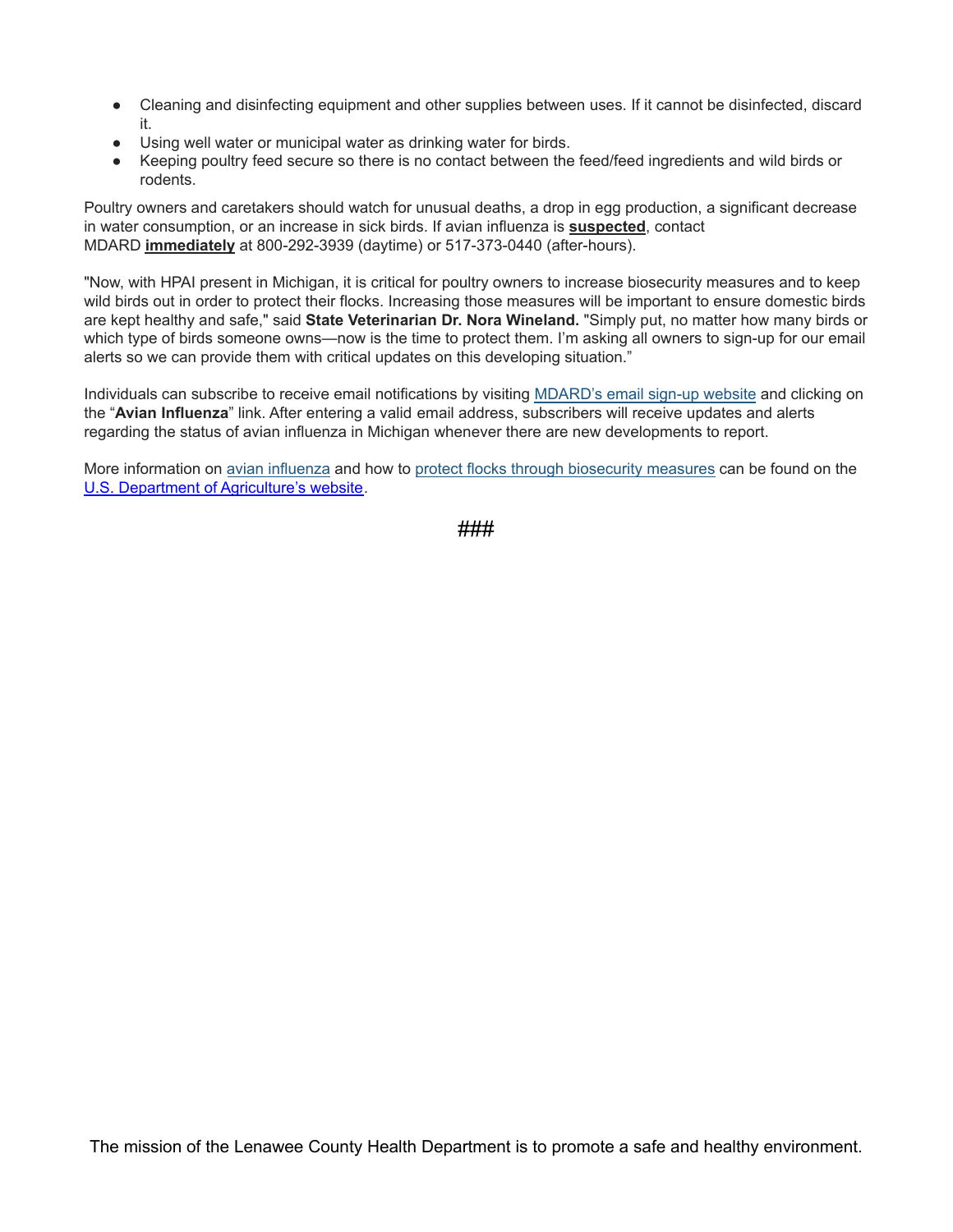- Cleaning and disinfecting equipment and other supplies between uses. If it cannot be disinfected, discard it.
- Using well water or municipal water as drinking water for birds.
- Keeping poultry feed secure so there is no contact between the feed/feed ingredients and wild birds or rodents.

Poultry owners and caretakers should watch for unusual deaths, a drop in egg production, a significant decrease in water consumption, or an increase in sick birds. If avian influenza is **suspected**, contact MDARD **immediately** at 800-292-3939 (daytime) or 517-373-0440 (after-hours).

"Now, with HPAI present in Michigan, it is critical for poultry owners to increase biosecurity measures and to keep wild birds out in order to protect their flocks. Increasing those measures will be important to ensure domestic birds are kept healthy and safe," said **State Veterinarian Dr. Nora Wineland.** "Simply put, no matter how many birds or which type of birds someone owns—now is the time to protect them. I'm asking all owners to sign-up for our email alerts so we can provide them with critical updates on this developing situation."

Individuals can subscribe to receive email notifications by visiting MDARD's email sign-up website and clicking on the "**Avian Influenza**" link. After entering a valid email address, subscribers will receive updates and alerts regarding the status of avian influenza in Michigan whenever there are new developments to report.

More information on avian influenza and how to protect flocks through biosecurity measures can be found on the U.S. Department of Agriculture's website.

###

The mission of the Lenawee County Health Department is to promote a safe and healthy environment.